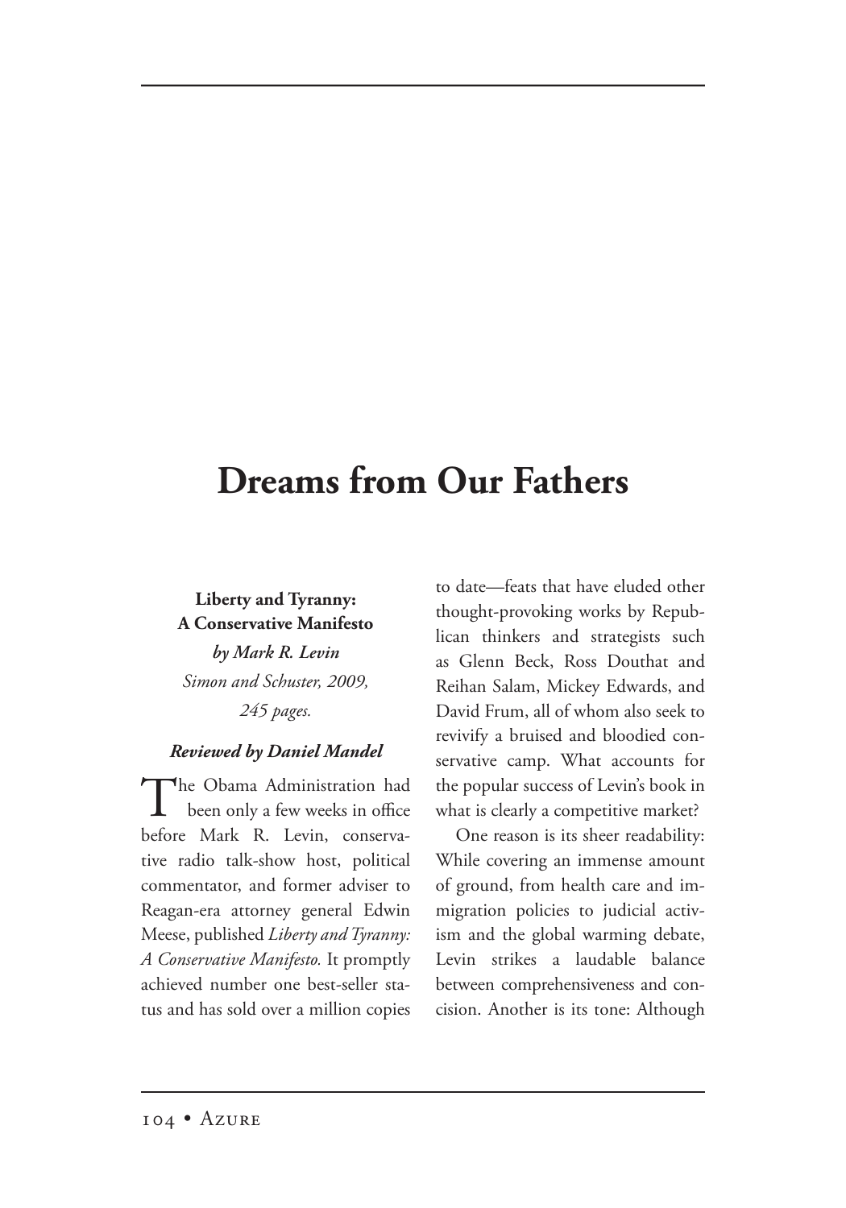# Dreams from Our Fathers

**Liberty and Tyranny: A Conservative Manifesto**
*by Mark R. Levin*
*Simon and Schuster, 2009, 245 pages.*

***Reviewed by Daniel Mandel***

The Obama Administration had been only a few weeks in office before Mark R. Levin, conservative radio talk-show host, political commentator, and former adviser to Reagan-era attorney general Edwin Meese, published *Liberty and Tyranny: A Conservative Manifesto.* It promptly achieved number one best-seller status and has sold over a million copies to date—feats that have eluded other thought-provoking works by Republican thinkers and strategists such as Glenn Beck, Ross Douthat and Reihan Salam, Mickey Edwards, and David Frum, all of whom also seek to revivify a bruised and bloodied conservative camp. What accounts for the popular success of Levin's book in what is clearly a competitive market?

One reason is its sheer readability: While covering an immense amount of ground, from health care and immigration policies to judicial activism and the global warming debate, Levin strikes a laudable balance between comprehensiveness and concision. Another is its tone: Although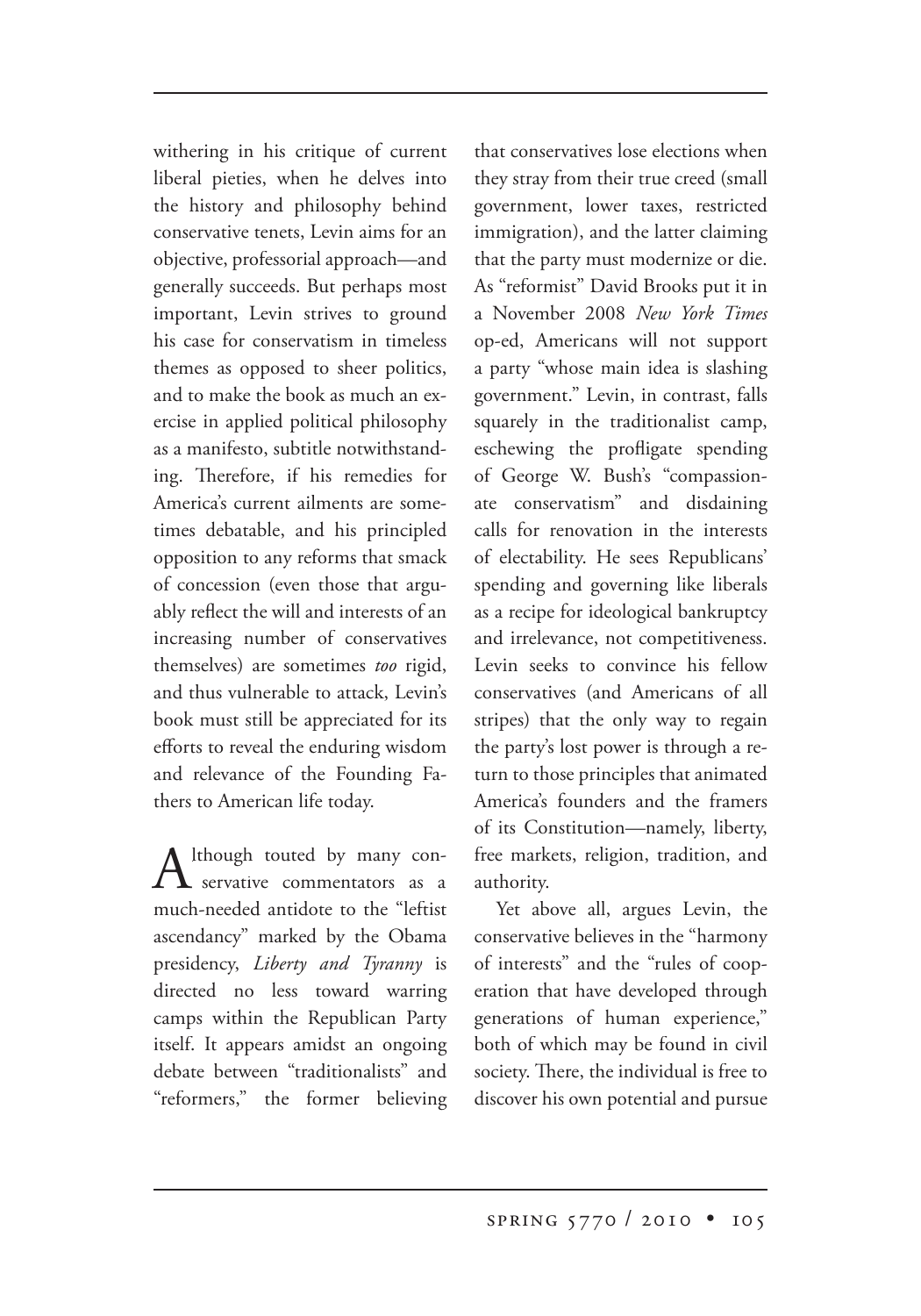withering in his critique of current liberal pieties, when he delves into the history and philosophy behind conservative tenets, Levin aims for an objective, professorial approach—and generally succeeds. But perhaps most important, Levin strives to ground his case for conservatism in timeless themes as opposed to sheer politics, and to make the book as much an exercise in applied political philosophy as a manifesto, subtitle notwithstanding. Therefore, if his remedies for America's current ailments are sometimes debatable, and his principled opposition to any reforms that smack of concession (even those that arguably reflect the will and interests of an increasing number of conservatives themselves) are sometimes *too* rigid, and thus vulnerable to attack, Levin's book must still be appreciated for its efforts to reveal the enduring wisdom and relevance of the Founding Fathers to American life today.

Although touted by many conservative commentators as a much-needed antidote to the "leftist ascendancy" marked by the Obama presidency, *Liberty and Tyranny* is directed no less toward warring camps within the Republican Party itself. It appears amidst an ongoing debate between "traditionalists" and "reformers," the former believing that conservatives lose elections when they stray from their true creed (small government, lower taxes, restricted immigration), and the latter claiming that the party must modernize or die. As "reformist" David Brooks put it in a November 2008 *New York Times* op-ed, Americans will not support a party "whose main idea is slashing government." Levin, in contrast, falls squarely in the traditionalist camp, eschewing the profligate spending of George W. Bush's "compassionate conservatism" and disdaining calls for renovation in the interests of electability. He sees Republicans' spending and governing like liberals as a recipe for ideological bankruptcy and irrelevance, not competitiveness. Levin seeks to convince his fellow conservatives (and Americans of all stripes) that the only way to regain the party's lost power is through a return to those principles that animated America's founders and the framers of its Constitution—namely, liberty, free markets, religion, tradition, and authority.

Yet above all, argues Levin, the conservative believes in the "harmony of interests" and the "rules of cooperation that have developed through generations of human experience," both of which may be found in civil society. There, the individual is free to discover his own potential and pursue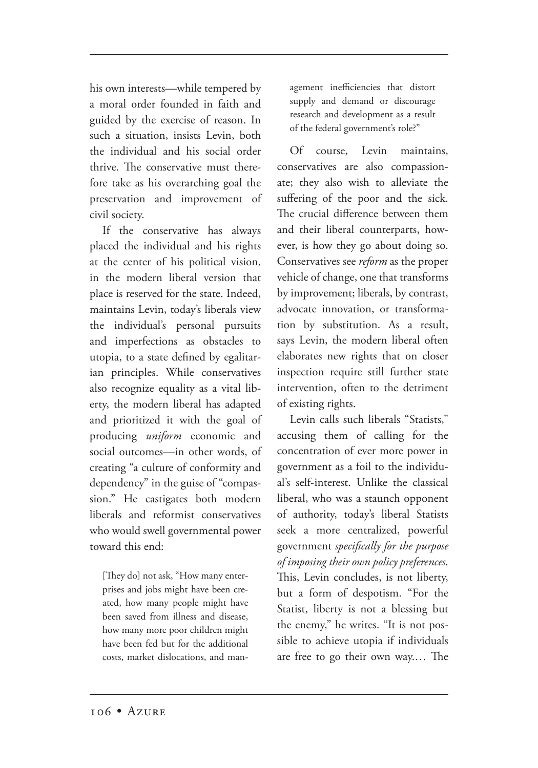his own interests—while tempered by a moral order founded in faith and guided by the exercise of reason. In such a situation, insists Levin, both the individual and his social order thrive. The conservative must therefore take as his overarching goal the preservation and improvement of civil society.

If the conservative has always placed the individual and his rights at the center of his political vision, in the modern liberal version that place is reserved for the state. Indeed, maintains Levin, today's liberals view the individual's personal pursuits and imperfections as obstacles to utopia, to a state defined by egalitarian principles. While conservatives also recognize equality as a vital liberty, the modern liberal has adapted and prioritized it with the goal of producing *uniform* economic and social outcomes—in other words, of creating "a culture of conformity and dependency" in the guise of "compassion." He castigates both modern liberals and reformist conservatives who would swell governmental power toward this end:

> [They do] not ask, "How many enterprises and jobs might have been created, how many people might have been saved from illness and disease, how many more poor children might have been fed but for the additional costs, market dislocations, and management inefficiencies that distort supply and demand or discourage research and development as a result of the federal government's role?"

Of course, Levin maintains, conservatives are also compassionate; they also wish to alleviate the suffering of the poor and the sick. The crucial difference between them and their liberal counterparts, however, is how they go about doing so. Conservatives see *reform* as the proper vehicle of change, one that transforms by improvement; liberals, by contrast, advocate innovation, or transformation by substitution. As a result, says Levin, the modern liberal often elaborates new rights that on closer inspection require still further state intervention, often to the detriment of existing rights.

Levin calls such liberals "Statists," accusing them of calling for the concentration of ever more power in government as a foil to the individual's self-interest. Unlike the classical liberal, who was a staunch opponent of authority, today's liberal Statists seek a more centralized, powerful government *specifically for the purpose of imposing their own policy preferences*. This, Levin concludes, is not liberty, but a form of despotism. "For the Statist, liberty is not a blessing but the enemy," he writes. "It is not possible to achieve utopia if individuals are free to go their own way.… The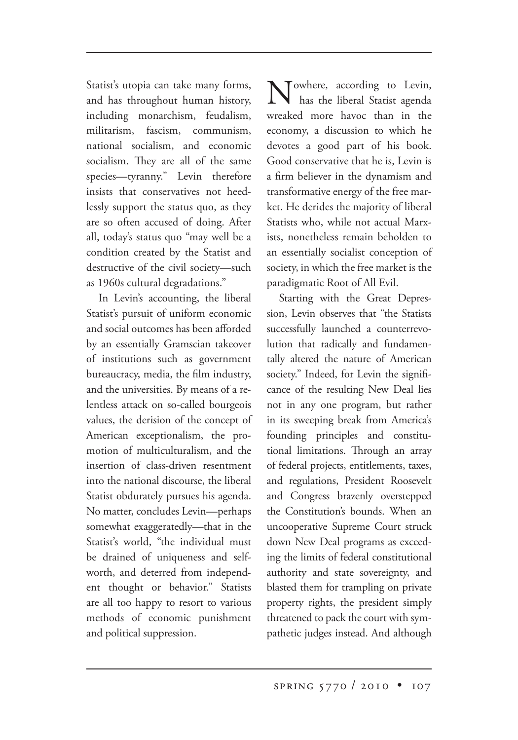Statist's utopia can take many forms, and has throughout human history, including monarchism, feudalism, militarism, fascism, communism, national socialism, and economic socialism. They are all of the same species—tyranny." Levin therefore insists that conservatives not heedlessly support the status quo, as they are so often accused of doing. After all, today's status quo "may well be a condition created by the Statist and destructive of the civil society—such as 1960s cultural degradations."

In Levin's accounting, the liberal Statist's pursuit of uniform economic and social outcomes has been afforded by an essentially Gramscian takeover of institutions such as government bureaucracy, media, the film industry, and the universities. By means of a relentless attack on so-called bourgeois values, the derision of the concept of American exceptionalism, the promotion of multiculturalism, and the insertion of class-driven resentment into the national discourse, the liberal Statist obdurately pursues his agenda. No matter, concludes Levin—perhaps somewhat exaggeratedly—that in the Statist's world, "the individual must be drained of uniqueness and self-worth, and deterred from independent thought or behavior." Statists are all too happy to resort to various methods of economic punishment and political suppression.

Nowhere, according to Levin, has the liberal Statist agenda wreaked more havoc than in the economy, a discussion to which he devotes a good part of his book. Good conservative that he is, Levin is a firm believer in the dynamism and transformative energy of the free market. He derides the majority of liberal Statists who, while not actual Marxists, nonetheless remain beholden to an essentially socialist conception of society, in which the free market is the paradigmatic Root of All Evil.

Starting with the Great Depression, Levin observes that "the Statists successfully launched a counterrevolution that radically and fundamentally altered the nature of American society." Indeed, for Levin the significance of the resulting New Deal lies not in any one program, but rather in its sweeping break from America's founding principles and constitutional limitations. Through an array of federal projects, entitlements, taxes, and regulations, President Roosevelt and Congress brazenly overstepped the Constitution's bounds. When an uncooperative Supreme Court struck down New Deal programs as exceeding the limits of federal constitutional authority and state sovereignty, and blasted them for trampling on private property rights, the president simply threatened to pack the court with sympathetic judges instead. And although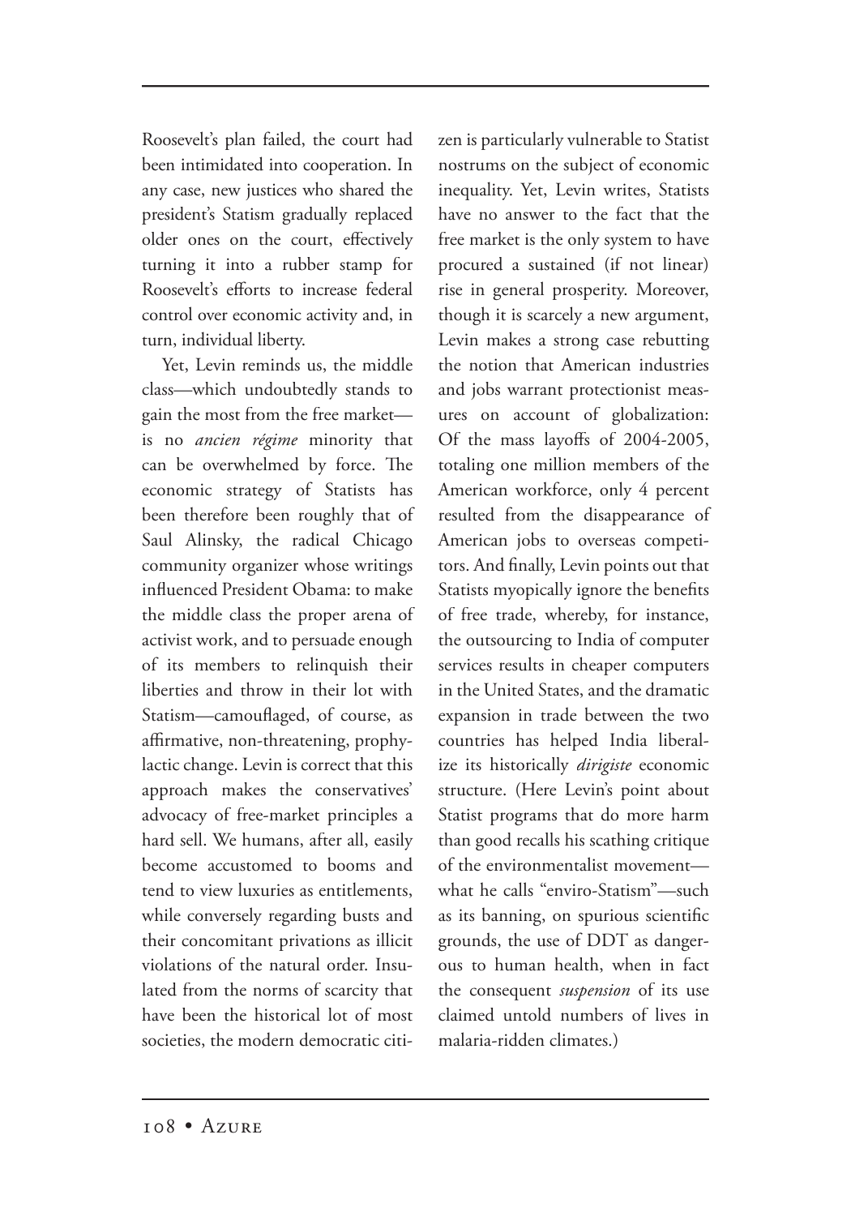Roosevelt's plan failed, the court had been intimidated into cooperation. In any case, new justices who shared the president's Statism gradually replaced older ones on the court, effectively turning it into a rubber stamp for Roosevelt's efforts to increase federal control over economic activity and, in turn, individual liberty.

Yet, Levin reminds us, the middle class—which undoubtedly stands to gain the most from the free market—is no *ancien régime* minority that can be overwhelmed by force. The economic strategy of Statists has been therefore been roughly that of Saul Alinsky, the radical Chicago community organizer whose writings influenced President Obama: to make the middle class the proper arena of activist work, and to persuade enough of its members to relinquish their liberties and throw in their lot with Statism—camouflaged, of course, as affirmative, non-threatening, prophylactic change. Levin is correct that this approach makes the conservatives' advocacy of free-market principles a hard sell. We humans, after all, easily become accustomed to booms and tend to view luxuries as entitlements, while conversely regarding busts and their concomitant privations as illicit violations of the natural order. Insulated from the norms of scarcity that have been the historical lot of most societies, the modern democratic citizen is particularly vulnerable to Statist nostrums on the subject of economic inequality. Yet, Levin writes, Statists have no answer to the fact that the free market is the only system to have procured a sustained (if not linear) rise in general prosperity. Moreover, though it is scarcely a new argument, Levin makes a strong case rebutting the notion that American industries and jobs warrant protectionist measures on account of globalization: Of the mass layoffs of 2004-2005, totaling one million members of the American workforce, only 4 percent resulted from the disappearance of American jobs to overseas competitors. And finally, Levin points out that Statists myopically ignore the benefits of free trade, whereby, for instance, the outsourcing to India of computer services results in cheaper computers in the United States, and the dramatic expansion in trade between the two countries has helped India liberalize its historically *dirigiste* economic structure. (Here Levin's point about Statist programs that do more harm than good recalls his scathing critique of the environmentalist movement—what he calls "enviro-Statism"—such as its banning, on spurious scientific grounds, the use of DDT as dangerous to human health, when in fact the consequent *suspension* of its use claimed untold numbers of lives in malaria-ridden climates.)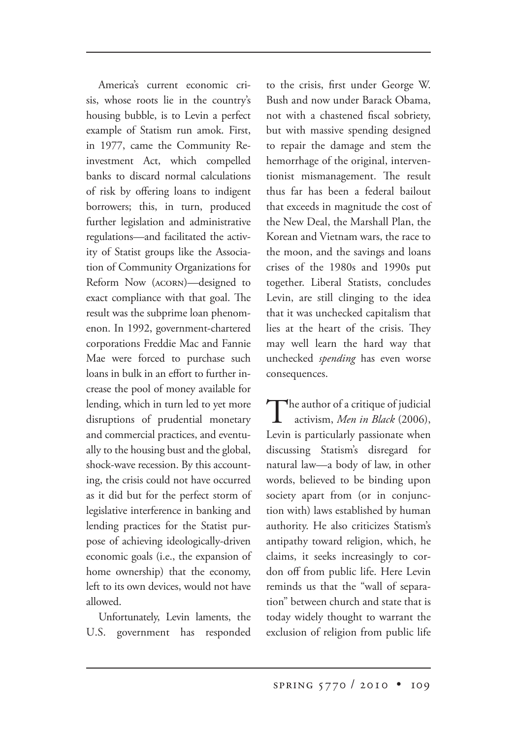America's current economic crisis, whose roots lie in the country's housing bubble, is to Levin a perfect example of Statism run amok. First, in 1977, came the Community Reinvestment Act, which compelled banks to discard normal calculations of risk by offering loans to indigent borrowers; this, in turn, produced further legislation and administrative regulations—and facilitated the activity of Statist groups like the Association of Community Organizations for Reform Now (ACORN)—designed to exact compliance with that goal. The result was the subprime loan phenomenon. In 1992, government-chartered corporations Freddie Mac and Fannie Mae were forced to purchase such loans in bulk in an effort to further increase the pool of money available for lending, which in turn led to yet more disruptions of prudential monetary and commercial practices, and eventually to the housing bust and the global, shock-wave recession. By this accounting, the crisis could not have occurred as it did but for the perfect storm of legislative interference in banking and lending practices for the Statist purpose of achieving ideologically-driven economic goals (i.e., the expansion of home ownership) that the economy, left to its own devices, would not have allowed.

Unfortunately, Levin laments, the U.S. government has responded to the crisis, first under George W. Bush and now under Barack Obama, not with a chastened fiscal sobriety, but with massive spending designed to repair the damage and stem the hemorrhage of the original, interventionist mismanagement. The result thus far has been a federal bailout that exceeds in magnitude the cost of the New Deal, the Marshall Plan, the Korean and Vietnam wars, the race to the moon, and the savings and loans crises of the 1980s and 1990s put together. Liberal Statists, concludes Levin, are still clinging to the idea that it was unchecked capitalism that lies at the heart of the crisis. They may well learn the hard way that unchecked *spending* has even worse consequences.

The author of a critique of judicial activism, *Men in Black* (2006), Levin is particularly passionate when discussing Statism's disregard for natural law—a body of law, in other words, believed to be binding upon society apart from (or in conjunction with) laws established by human authority. He also criticizes Statism's antipathy toward religion, which, he claims, it seeks increasingly to cordon off from public life. Here Levin reminds us that the "wall of separation" between church and state that is today widely thought to warrant the exclusion of religion from public life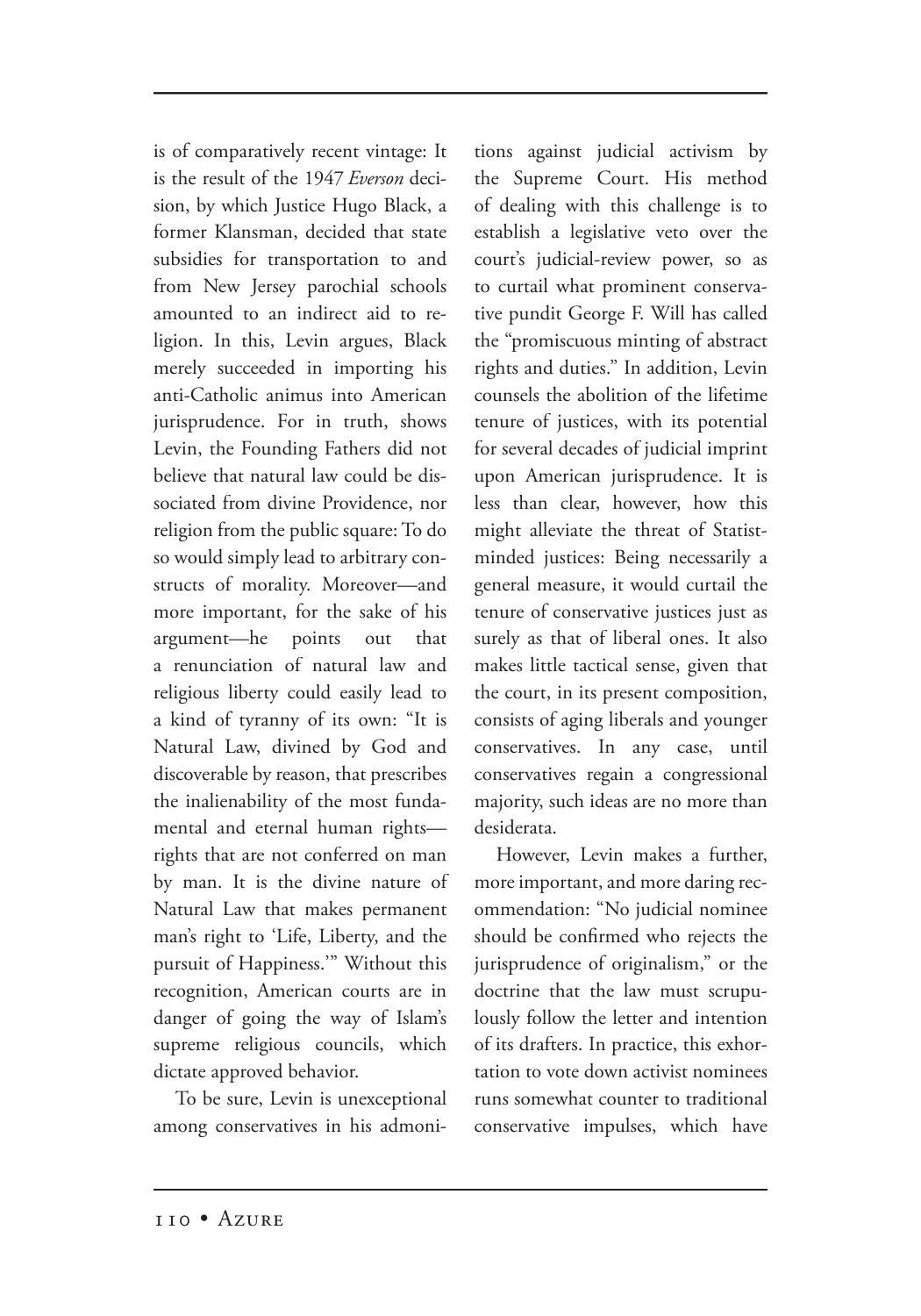is of comparatively recent vintage: It is the result of the 1947 *Everson* decision, by which Justice Hugo Black, a former Klansman, decided that state subsidies for transportation to and from New Jersey parochial schools amounted to an indirect aid to religion. In this, Levin argues, Black merely succeeded in importing his anti-Catholic animus into American jurisprudence. For in truth, shows Levin, the Founding Fathers did not believe that natural law could be dissociated from divine Providence, nor religion from the public square: To do so would simply lead to arbitrary constructs of morality. Moreover—and more important, for the sake of his argument—he points out that a renunciation of natural law and religious liberty could easily lead to a kind of tyranny of its own: "It is Natural Law, divined by God and discoverable by reason, that prescribes the inalienability of the most fundamental and eternal human rights—rights that are not conferred on man by man. It is the divine nature of Natural Law that makes permanent man's right to 'Life, Liberty, and the pursuit of Happiness.'" Without this recognition, American courts are in danger of going the way of Islam's supreme religious councils, which dictate approved behavior.

To be sure, Levin is unexceptional among conservatives in his admonitions against judicial activism by the Supreme Court. His method of dealing with this challenge is to establish a legislative veto over the court's judicial-review power, so as to curtail what prominent conservative pundit George F. Will has called the "promiscuous minting of abstract rights and duties." In addition, Levin counsels the abolition of the lifetime tenure of justices, with its potential for several decades of judicial imprint upon American jurisprudence. It is less than clear, however, how this might alleviate the threat of Statist-minded justices: Being necessarily a general measure, it would curtail the tenure of conservative justices just as surely as that of liberal ones. It also makes little tactical sense, given that the court, in its present composition, consists of aging liberals and younger conservatives. In any case, until conservatives regain a congressional majority, such ideas are no more than desiderata.

However, Levin makes a further, more important, and more daring recommendation: "No judicial nominee should be confirmed who rejects the jurisprudence of originalism," or the doctrine that the law must scrupulously follow the letter and intention of its drafters. In practice, this exhortation to vote down activist nominees runs somewhat counter to traditional conservative impulses, which have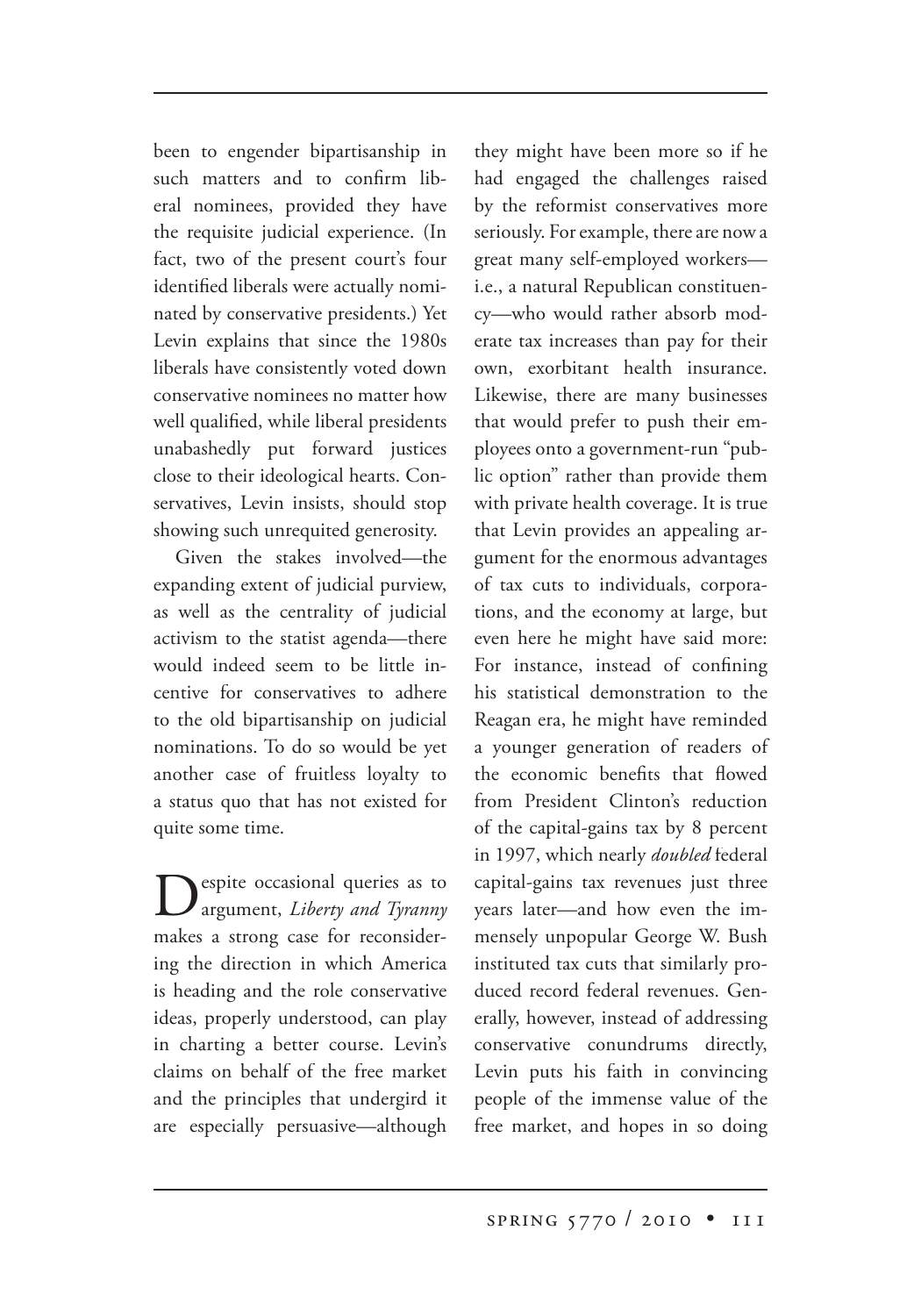been to engender bipartisanship in such matters and to confirm liberal nominees, provided they have the requisite judicial experience. (In fact, two of the present court's four identified liberals were actually nominated by conservative presidents.) Yet Levin explains that since the 1980s liberals have consistently voted down conservative nominees no matter how well qualified, while liberal presidents unabashedly put forward justices close to their ideological hearts. Conservatives, Levin insists, should stop showing such unrequited generosity.

Given the stakes involved—the expanding extent of judicial purview, as well as the centrality of judicial activism to the statist agenda—there would indeed seem to be little incentive for conservatives to adhere to the old bipartisanship on judicial nominations. To do so would be yet another case of fruitless loyalty to a status quo that has not existed for quite some time.

Despite occasional queries as to argument, *Liberty and Tyranny* makes a strong case for reconsidering the direction in which America is heading and the role conservative ideas, properly understood, can play in charting a better course. Levin's claims on behalf of the free market and the principles that undergird it are especially persuasive—although they might have been more so if he had engaged the challenges raised by the reformist conservatives more seriously. For example, there are now a great many self-employed workers—i.e., a natural Republican constituency—who would rather absorb moderate tax increases than pay for their own, exorbitant health insurance. Likewise, there are many businesses that would prefer to push their employees onto a government-run "public option" rather than provide them with private health coverage. It is true that Levin provides an appealing argument for the enormous advantages of tax cuts to individuals, corporations, and the economy at large, but even here he might have said more: For instance, instead of confining his statistical demonstration to the Reagan era, he might have reminded a younger generation of readers of the economic benefits that flowed from President Clinton's reduction of the capital-gains tax by 8 percent in 1997, which nearly *doubled* federal capital-gains tax revenues just three years later—and how even the immensely unpopular George W. Bush instituted tax cuts that similarly produced record federal revenues. Generally, however, instead of addressing conservative conundrums directly, Levin puts his faith in convincing people of the immense value of the free market, and hopes in so doing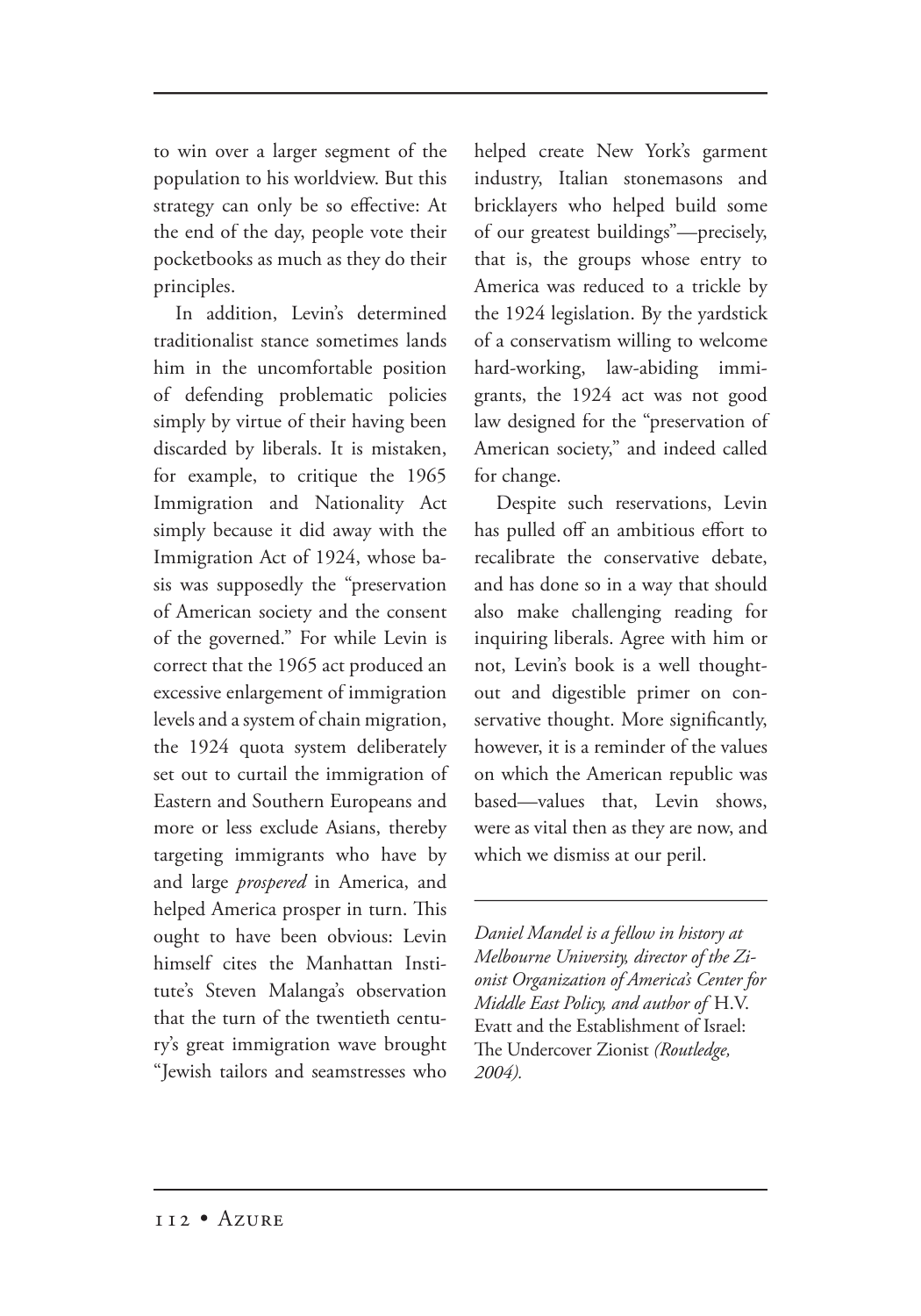to win over a larger segment of the population to his worldview. But this strategy can only be so effective: At the end of the day, people vote their pocketbooks as much as they do their principles.

In addition, Levin's determined traditionalist stance sometimes lands him in the uncomfortable position of defending problematic policies simply by virtue of their having been discarded by liberals. It is mistaken, for example, to critique the 1965 Immigration and Nationality Act simply because it did away with the Immigration Act of 1924, whose basis was supposedly the "preservation of American society and the consent of the governed." For while Levin is correct that the 1965 act produced an excessive enlargement of immigration levels and a system of chain migration, the 1924 quota system deliberately set out to curtail the immigration of Eastern and Southern Europeans and more or less exclude Asians, thereby targeting immigrants who have by and large *prospered* in America, and helped America prosper in turn. This ought to have been obvious: Levin himself cites the Manhattan Institute's Steven Malanga's observation that the turn of the twentieth century's great immigration wave brought "Jewish tailors and seamstresses who helped create New York's garment industry, Italian stonemasons and bricklayers who helped build some of our greatest buildings"—precisely, that is, the groups whose entry to America was reduced to a trickle by the 1924 legislation. By the yardstick of a conservatism willing to welcome hard-working, law-abiding immigrants, the 1924 act was not good law designed for the "preservation of American society," and indeed called for change.

Despite such reservations, Levin has pulled off an ambitious effort to recalibrate the conservative debate, and has done so in a way that should also make challenging reading for inquiring liberals. Agree with him or not, Levin's book is a well thought-out and digestible primer on conservative thought. More significantly, however, it is a reminder of the values on which the American republic was based—values that, Levin shows, were as vital then as they are now, and which we dismiss at our peril.

---

*Daniel Mandel is a fellow in history at Melbourne University, director of the Zionist Organization of America's Center for Middle East Policy, and author of* H.V. Evatt and the Establishment of Israel: The Undercover Zionist *(Routledge, 2004).*